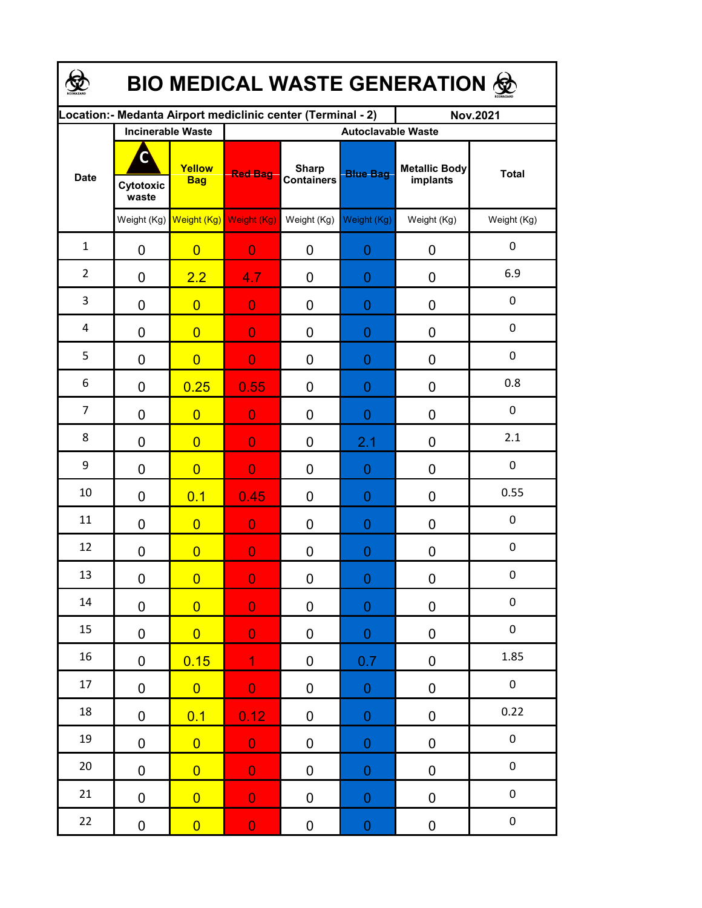# BIO MEDICAL WASTE GENERATION

| Location:- Medanta Airport mediclinic center (Terminal - 2) | | | | | | | Nov.2021 |
|---|---|---|---|---|---|---|---|
| Date | Incinerable Waste | | Autoclavable Waste | | | | |
| | Cytotoxic waste | Yellow Bag | Red Bag | Sharp Containers | Blue Bag | Metallic Body implants | Total |
| | Weight (Kg) | Weight (Kg) | Weight (Kg) | Weight (Kg) | Weight (Kg) | Weight (Kg) | Weight (Kg) |
| 1 | 0 | 0 | 0 | 0 | 0 | 0 | 0 |
| 2 | 0 | 2.2 | 4.7 | 0 | 0 | 0 | 6.9 |
| 3 | 0 | 0 | 0 | 0 | 0 | 0 | 0 |
| 4 | 0 | 0 | 0 | 0 | 0 | 0 | 0 |
| 5 | 0 | 0 | 0 | 0 | 0 | 0 | 0 |
| 6 | 0 | 0.25 | 0.55 | 0 | 0 | 0 | 0.8 |
| 7 | 0 | 0 | 0 | 0 | 0 | 0 | 0 |
| 8 | 0 | 0 | 0 | 0 | 2.1 | 0 | 2.1 |
| 9 | 0 | 0 | 0 | 0 | 0 | 0 | 0 |
| 10 | 0 | 0.1 | 0.45 | 0 | 0 | 0 | 0.55 |
| 11 | 0 | 0 | 0 | 0 | 0 | 0 | 0 |
| 12 | 0 | 0 | 0 | 0 | 0 | 0 | 0 |
| 13 | 0 | 0 | 0 | 0 | 0 | 0 | 0 |
| 14 | 0 | 0 | 0 | 0 | 0 | 0 | 0 |
| 15 | 0 | 0 | 0 | 0 | 0 | 0 | 0 |
| 16 | 0 | 0.15 | 1 | 0 | 0.7 | 0 | 1.85 |
| 17 | 0 | 0 | 0 | 0 | 0 | 0 | 0 |
| 18 | 0 | 0.1 | 0.12 | 0 | 0 | 0 | 0.22 |
| 19 | 0 | 0 | 0 | 0 | 0 | 0 | 0 |
| 20 | 0 | 0 | 0 | 0 | 0 | 0 | 0 |
| 21 | 0 | 0 | 0 | 0 | 0 | 0 | 0 |
| 22 | 0 | 0 | 0 | 0 | 0 | 0 | 0 |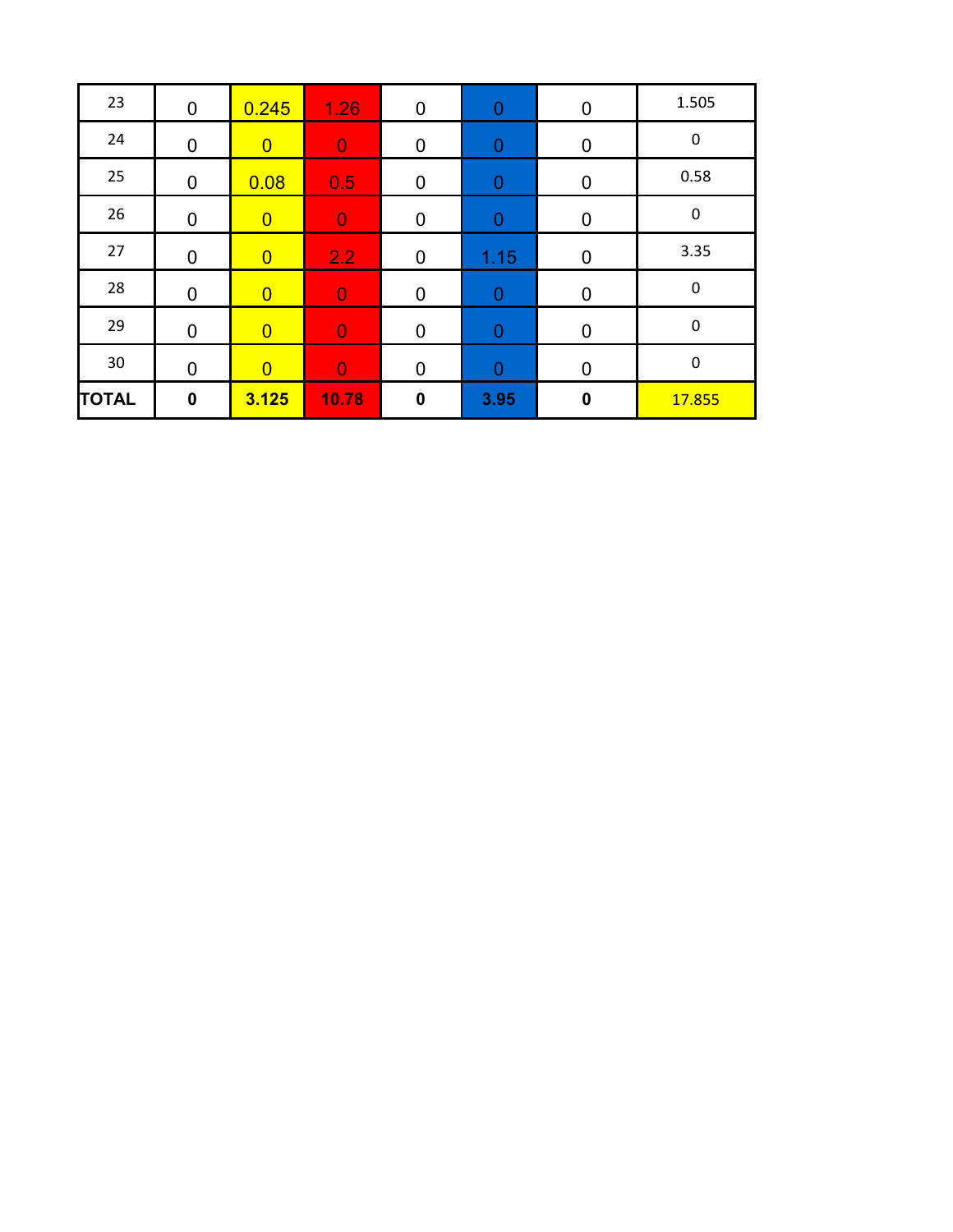| | | | | | | | |
|---|---|---|---|---|---|---|---|
| 23 | 0 | 0.245 | 1.26 | 0 | 0 | 0 | 1.505 |
| 24 | 0 | 0 | 0 | 0 | 0 | 0 | 0 |
| 25 | 0 | 0.08 | 0.5 | 0 | 0 | 0 | 0.58 |
| 26 | 0 | 0 | 0 | 0 | 0 | 0 | 0 |
| 27 | 0 | 0 | 2.2 | 0 | 1.15 | 0 | 3.35 |
| 28 | 0 | 0 | 0 | 0 | 0 | 0 | 0 |
| 29 | 0 | 0 | 0 | 0 | 0 | 0 | 0 |
| 30 | 0 | 0 | 0 | 0 | 0 | 0 | 0 |
| **TOTAL** | **0** | **3.125** | **10.78** | **0** | **3.95** | **0** | 17.855 |